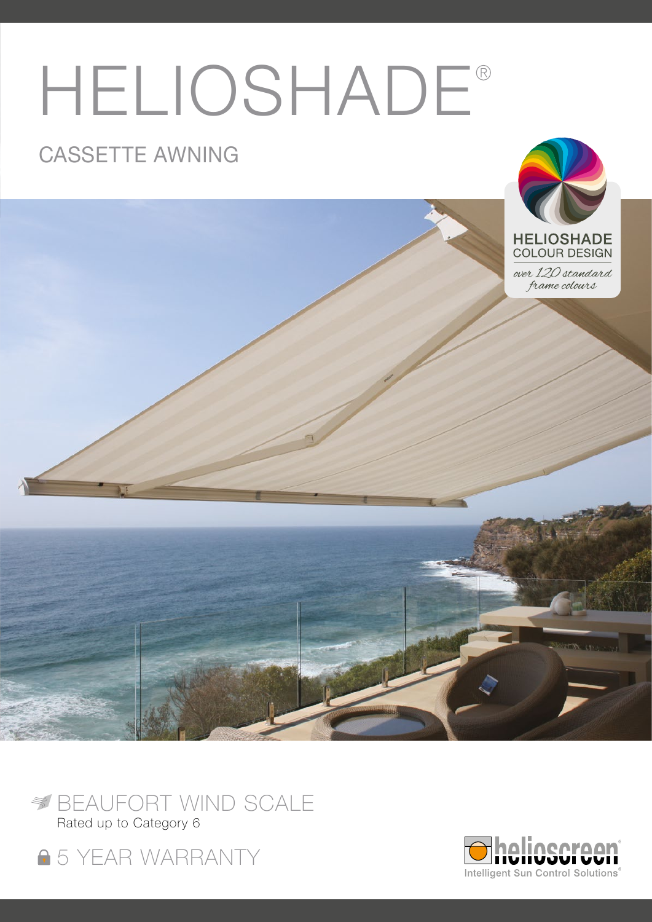# HELIOSHADE®

## CASSETTE AWNING

**HELIOSHADE**
COLOUR DESIGN
*over 120 standard frame colours*

BEAUFORT WIND SCALE
Rated up to Category 6

5 YEAR WARRANTY

helioscreen®
Intelligent Sun Control Solutions®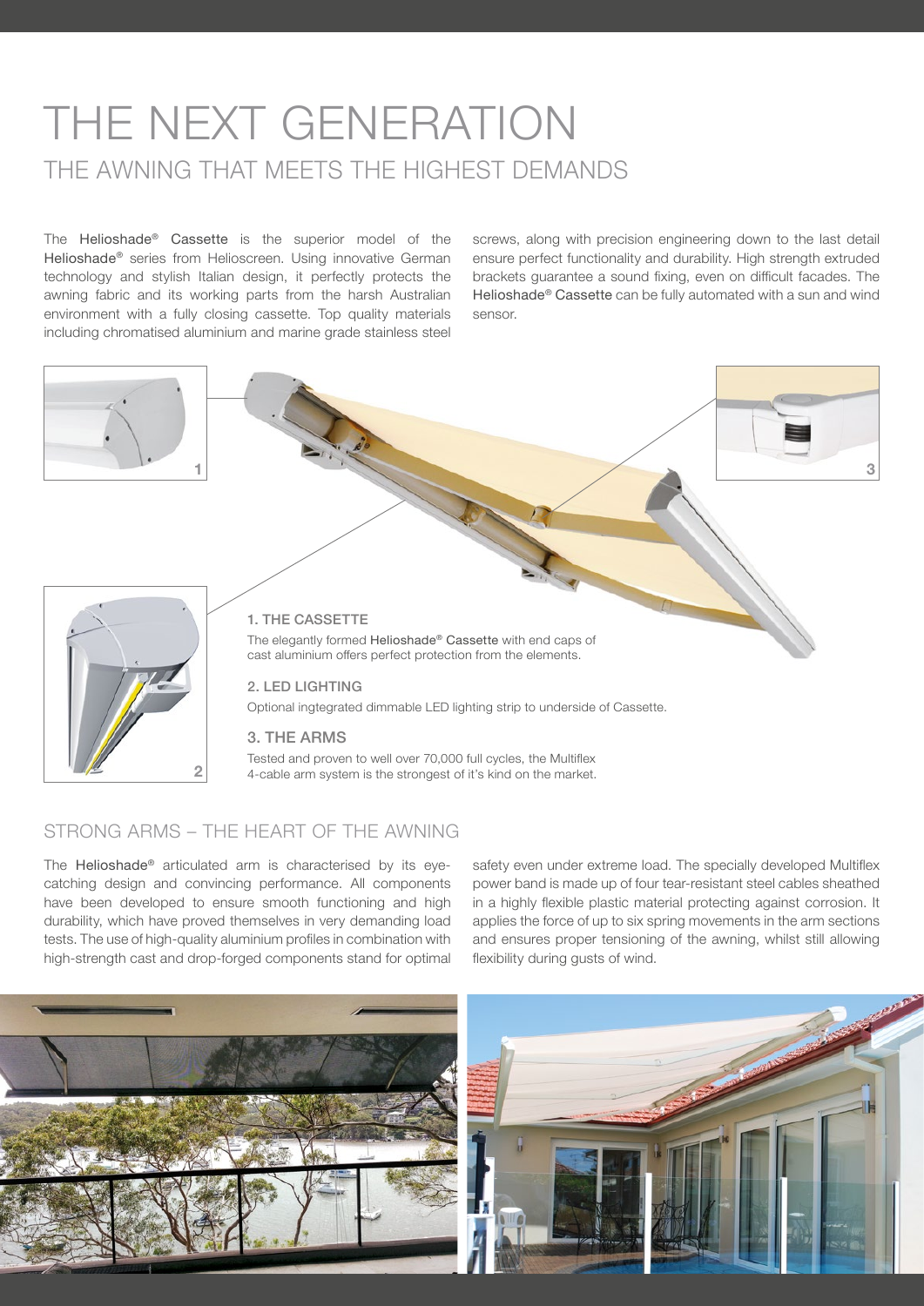# THE NEXT GENERATION

## THE AWNING THAT MEETS THE HIGHEST DEMANDS

The Helioshade® Cassette is the superior model of the Helioshade® series from Helioscreen. Using innovative German technology and stylish Italian design, it perfectly protects the awning fabric and its working parts from the harsh Australian environment with a fully closing cassette. Top quality materials including chromatised aluminium and marine grade stainless steel screws, along with precision engineering down to the last detail ensure perfect functionality and durability. High strength extruded brackets guarantee a sound fixing, even on difficult facades. The Helioshade® Cassette can be fully automated with a sun and wind sensor.

1

3

2

### 1. THE CASSETTE

The elegantly formed Helioshade® Cassette with end caps of cast aluminium offers perfect protection from the elements.

### 2. LED LIGHTING

Optional ingtegrated dimmable LED lighting strip to underside of Cassette.

### 3. THE ARMS

Tested and proven to well over 70,000 full cycles, the Multiflex 4-cable arm system is the strongest of it's kind on the market.

## STRONG ARMS – THE HEART OF THE AWNING

The Helioshade® articulated arm is characterised by its eye-catching design and convincing performance. All components have been developed to ensure smooth functioning and high durability, which have proved themselves in very demanding load tests. The use of high-quality aluminium profiles in combination with high-strength cast and drop-forged components stand for optimal safety even under extreme load. The specially developed Multiflex power band is made up of four tear-resistant steel cables sheathed in a highly flexible plastic material protecting against corrosion. It applies the force of up to six spring movements in the arm sections and ensures proper tensioning of the awning, whilst still allowing flexibility during gusts of wind.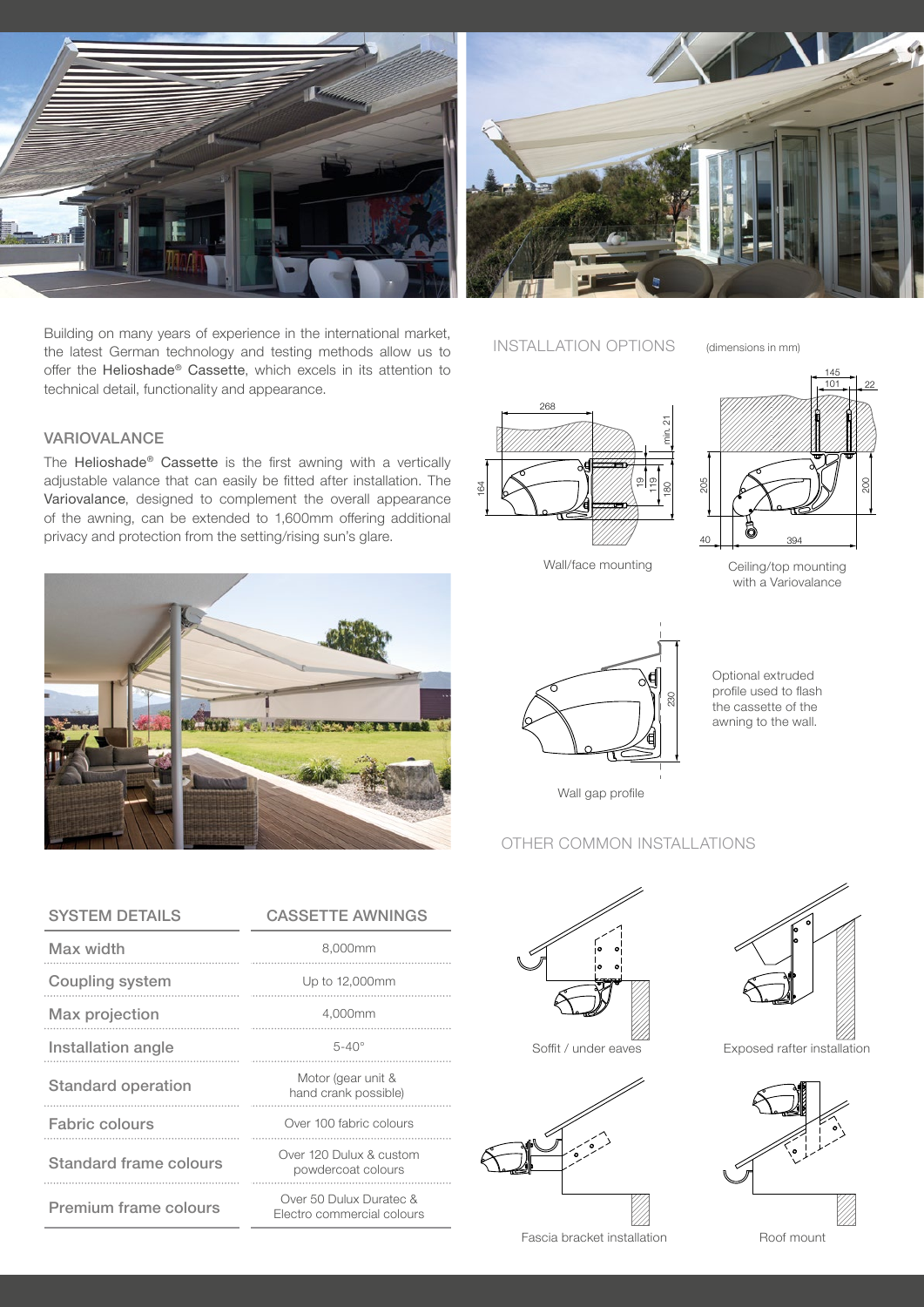Building on many years of experience in the international market, the latest German technology and testing methods allow us to offer the Helioshade® Cassette, which excels in its attention to technical detail, functionality and appearance.

## VARIOVALANCE

The Helioshade® Cassette is the first awning with a vertically adjustable valance that can easily be fitted after installation. The Variovalance, designed to complement the overall appearance of the awning, can be extended to 1,600mm offering additional privacy and protection from the setting/rising sun's glare.

## INSTALLATION OPTIONS

(dimensions in mm)

Wall/face mounting

Ceiling/top mounting with a Variovalance

Optional extruded profile used to flash the cassette of the awning to the wall.

Wall gap profile

## OTHER COMMON INSTALLATIONS

Soffit / under eaves

Exposed rafter installation

Fascia bracket installation

Roof mount

| SYSTEM DETAILS | CASSETTE AWNINGS |
|---|---|
| Max width | 8,000mm |
| Coupling system | Up to 12,000mm |
| Max projection | 4,000mm |
| Installation angle | 5-40° |
| Standard operation | Motor (gear unit & hand crank possible) |
| Fabric colours | Over 100 fabric colours |
| Standard frame colours | Over 120 Dulux & custom powdercoat colours |
| Premium frame colours | Over 50 Dulux Duratec & Electro commercial colours |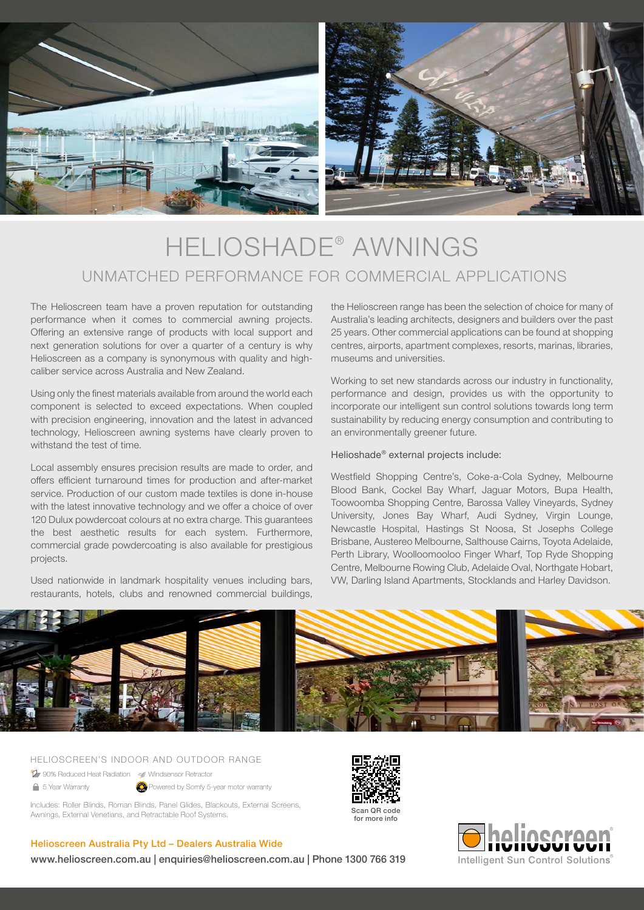# HELIOSHADE® AWNINGS

## UNMATCHED PERFORMANCE FOR COMMERCIAL APPLICATIONS

The Helioscreen team have a proven reputation for outstanding performance when it comes to commercial awning projects. Offering an extensive range of products with local support and next generation solutions for over a quarter of a century is why Helioscreen as a company is synonymous with quality and high-caliber service across Australia and New Zealand.

Using only the finest materials available from around the world each component is selected to exceed expectations. When coupled with precision engineering, innovation and the latest in advanced technology, Helioscreen awning systems have clearly proven to withstand the test of time.

Local assembly ensures precision results are made to order, and offers efficient turnaround times for production and after-market service. Production of our custom made textiles is done in-house with the latest innovative technology and we offer a choice of over 120 Dulux powdercoat colours at no extra charge. This guarantees the best aesthetic results for each system. Furthermore, commercial grade powdercoating is also available for prestigious projects.

Used nationwide in landmark hospitality venues including bars, restaurants, hotels, clubs and renowned commercial buildings, the Helioscreen range has been the selection of choice for many of Australia's leading architects, designers and builders over the past 25 years. Other commercial applications can be found at shopping centres, airports, apartment complexes, resorts, marinas, libraries, museums and universities.

Working to set new standards across our industry in functionality, performance and design, provides us with the opportunity to incorporate our intelligent sun control solutions towards long term sustainability by reducing energy consumption and contributing to an environmentally greener future.

Helioshade® external projects include:

Westfield Shopping Centre's, Coke-a-Cola Sydney, Melbourne Blood Bank, Cockel Bay Wharf, Jaguar Motors, Bupa Health, Toowoomba Shopping Centre, Barossa Valley Vineyards, Sydney University, Jones Bay Wharf, Audi Sydney, Virgin Lounge, Newcastle Hospital, Hastings St Noosa, St Josephs College Brisbane, Austereo Melbourne, Salthouse Cairns, Toyota Adelaide, Perth Library, Woolloomooloo Finger Wharf, Top Ryde Shopping Centre, Melbourne Rowing Club, Adelaide Oval, Northgate Hobart, VW, Darling Island Apartments, Stocklands and Harley Davidson.

HELIOSCREEN'S INDOOR AND OUTDOOR RANGE

- 90% Reduced Heat Radiation
- Windsensor Retractor
- 5 Year Warranty
- Powered by Somfy 5-year motor warranty

Includes: Roller Blinds, Roman Blinds, Panel Glides, Blackouts, External Screens, Awnings, External Venetians, and Retractable Roof Systems.

Scan QR code for more info

**Helioscreen Australia Pty Ltd – Dealers Australia Wide**

**www.helioscreen.com.au | enquiries@helioscreen.com.au | Phone 1300 766 319**

helioscreen® Intelligent Sun Control Solutions®